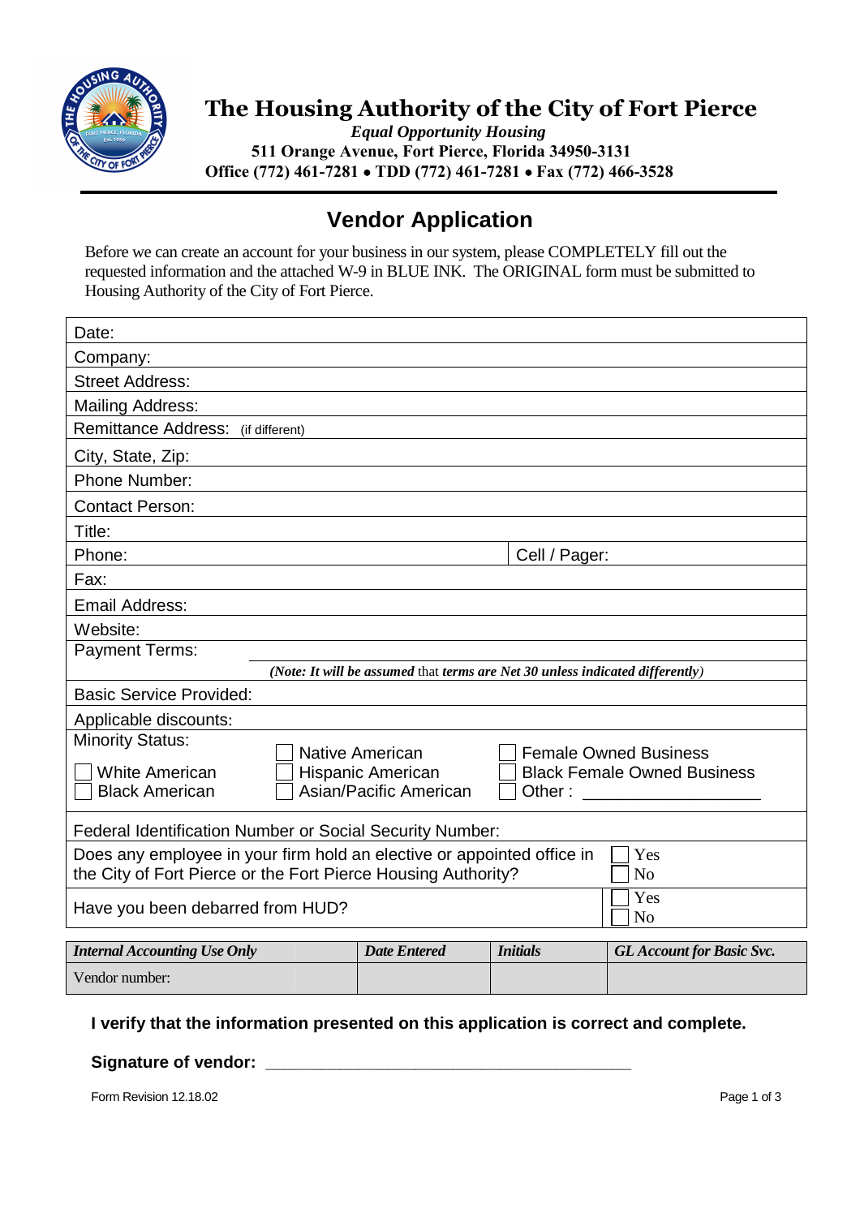# The Housing Authority of the City of Fort Pierce

***Equal Opportunity Housing***

**511 Orange Avenue, Fort Pierce, Florida 34950-3131**

**Office (772) 461-7281 • TDD (772) 461-7281 • Fax (772) 466-3528**

## Vendor Application

Before we can create an account for your business in our system, please COMPLETELY fill out the requested information and the attached W-9 in BLUE INK. The ORIGINAL form must be submitted to Housing Authority of the City of Fort Pierce.

| | |
|---|---|
| Date: | |
| Company: | |
| Street Address: | |
| Mailing Address: | |
| Remittance Address: (if different) | |
| City, State, Zip: | |
| Phone Number: | |
| Contact Person: | |
| Title: | |
| Phone: | Cell / Pager: |
| Fax: | |
| Email Address: | |
| Website: | |
| Payment Terms: *(Note: It will be assumed* that *terms are Net 30 unless indicated differently)* | |
| Basic Service Provided: | |
| Applicable discounts: | |

**Minority Status:**

- ☐ White American
- ☐ Black American
- ☐ Native American
- ☐ Hispanic American
- ☐ Asian/Pacific American
- ☐ Female Owned Business
- ☐ Black Female Owned Business
- ☐ Other : ___________________

Federal Identification Number or Social Security Number:

Does any employee in your firm hold an elective or appointed office in the City of Fort Pierce or the Fort Pierce Housing Authority? ☐ Yes ☐ No

Have you been debarred from HUD? ☐ Yes ☐ No

| *Internal Accounting Use Only* | *Date Entered* | *Initials* | *GL Account for Basic Svc.* |
|---|---|---|---|
| Vendor number: | | | |

**I verify that the information presented on this application is correct and complete.**

**Signature of vendor:** ________________________________________

Form Revision 12.18.02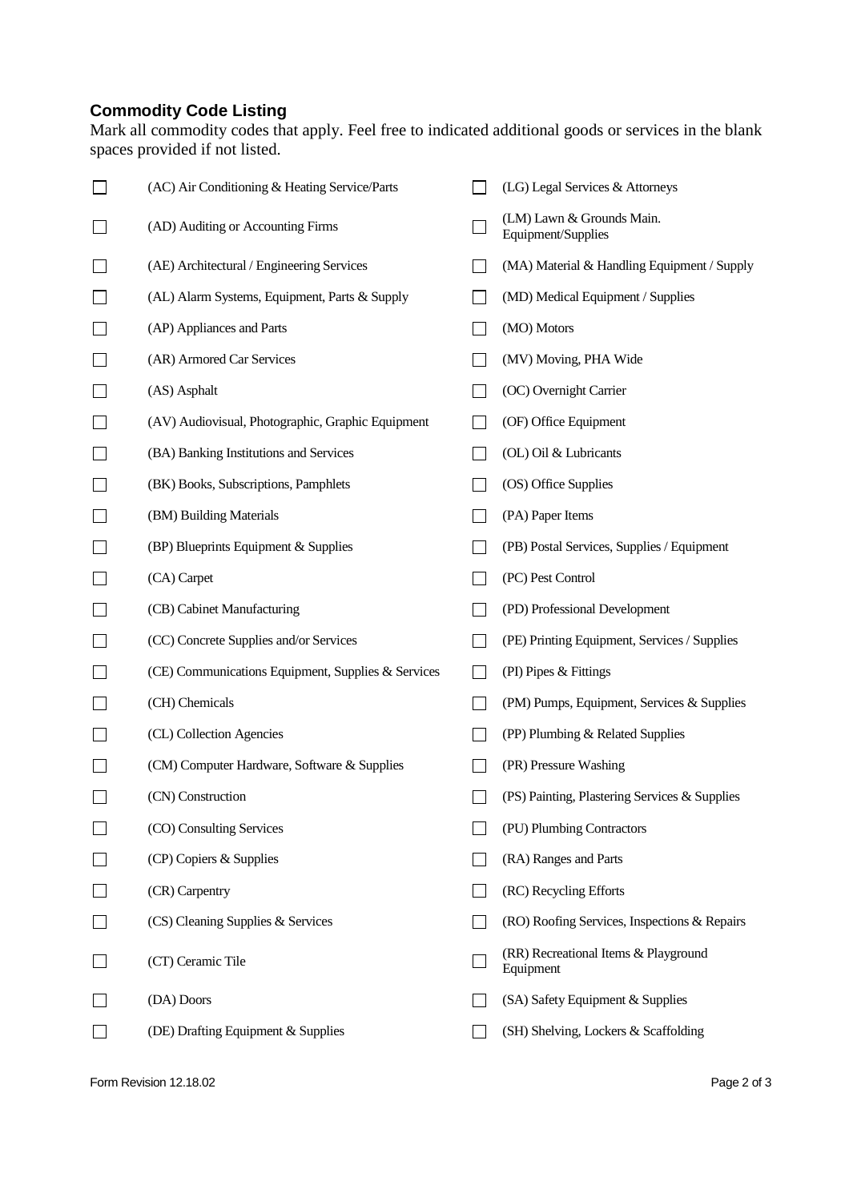### Commodity Code Listing

Mark all commodity codes that apply. Feel free to indicated additional goods or services in the blank spaces provided if not listed.

- ☐ (AC) Air Conditioning & Heating Service/Parts
- ☐ (AD) Auditing or Accounting Firms
- ☐ (AE) Architectural / Engineering Services
- ☐ (AL) Alarm Systems, Equipment, Parts & Supply
- ☐ (AP) Appliances and Parts
- ☐ (AR) Armored Car Services
- ☐ (AS) Asphalt
- ☐ (AV) Audiovisual, Photographic, Graphic Equipment
- ☐ (BA) Banking Institutions and Services
- ☐ (BK) Books, Subscriptions, Pamphlets
- ☐ (BM) Building Materials
- ☐ (BP) Blueprints Equipment & Supplies
- ☐ (CA) Carpet
- ☐ (CB) Cabinet Manufacturing
- ☐ (CC) Concrete Supplies and/or Services
- ☐ (CE) Communications Equipment, Supplies & Services
- ☐ (CH) Chemicals
- ☐ (CL) Collection Agencies
- ☐ (CM) Computer Hardware, Software & Supplies
- ☐ (CN) Construction
- ☐ (CO) Consulting Services
- ☐ (CP) Copiers & Supplies
- ☐ (CR) Carpentry
- ☐ (CS) Cleaning Supplies & Services
- ☐ (CT) Ceramic Tile
- ☐ (DA) Doors
- ☐ (DE) Drafting Equipment & Supplies
- ☐ (LG) Legal Services & Attorneys
- ☐ (LM) Lawn & Grounds Main. Equipment/Supplies
- ☐ (MA) Material & Handling Equipment / Supply
- ☐ (MD) Medical Equipment / Supplies
- ☐ (MO) Motors
- ☐ (MV) Moving, PHA Wide
- ☐ (OC) Overnight Carrier
- ☐ (OF) Office Equipment
- ☐ (OL) Oil & Lubricants
- ☐ (OS) Office Supplies
- ☐ (PA) Paper Items
- ☐ (PB) Postal Services, Supplies / Equipment
- ☐ (PC) Pest Control
- ☐ (PD) Professional Development
- ☐ (PE) Printing Equipment, Services / Supplies
- ☐ (PI) Pipes & Fittings
- ☐ (PM) Pumps, Equipment, Services & Supplies
- ☐ (PP) Plumbing & Related Supplies
- ☐ (PR) Pressure Washing
- ☐ (PS) Painting, Plastering Services & Supplies
- ☐ (PU) Plumbing Contractors
- ☐ (RA) Ranges and Parts
- ☐ (RC) Recycling Efforts
- ☐ (RO) Roofing Services, Inspections & Repairs
- ☐ (RR) Recreational Items & Playground Equipment
- ☐ (SA) Safety Equipment & Supplies
- ☐ (SH) Shelving, Lockers & Scaffolding

Form Revision 12.18.02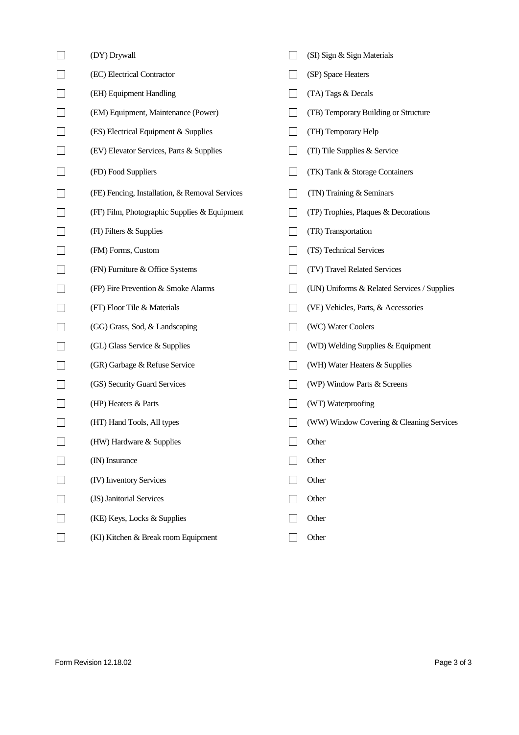- ☐ (DY) Drywall
- ☐ (EC) Electrical Contractor
- ☐ (EH) Equipment Handling
- ☐ (EM) Equipment, Maintenance (Power)
- ☐ (ES) Electrical Equipment & Supplies
- ☐ (EV) Elevator Services, Parts & Supplies
- ☐ (FD) Food Suppliers
- ☐ (FE) Fencing, Installation, & Removal Services
- ☐ (FF) Film, Photographic Supplies & Equipment
- ☐ (FI) Filters & Supplies
- ☐ (FM) Forms, Custom
- ☐ (FN) Furniture & Office Systems
- ☐ (FP) Fire Prevention & Smoke Alarms
- ☐ (FT) Floor Tile & Materials
- ☐ (GG) Grass, Sod, & Landscaping
- ☐ (GL) Glass Service & Supplies
- ☐ (GR) Garbage & Refuse Service
- ☐ (GS) Security Guard Services
- ☐ (HP) Heaters & Parts
- ☐ (HT) Hand Tools, All types
- ☐ (HW) Hardware & Supplies
- ☐ (IN) Insurance
- ☐ (IV) Inventory Services
- ☐ (JS) Janitorial Services
- ☐ (KE) Keys, Locks & Supplies
- ☐ (KI) Kitchen & Break room Equipment
- ☐ (SI) Sign & Sign Materials
- ☐ (SP) Space Heaters
- ☐ (TA) Tags & Decals
- ☐ (TB) Temporary Building or Structure
- ☐ (TH) Temporary Help
- ☐ (TI) Tile Supplies & Service
- ☐ (TK) Tank & Storage Containers
- ☐ (TN) Training & Seminars
- ☐ (TP) Trophies, Plaques & Decorations
- ☐ (TR) Transportation
- ☐ (TS) Technical Services
- ☐ (TV) Travel Related Services
- ☐ (UN) Uniforms & Related Services / Supplies
- ☐ (VE) Vehicles, Parts, & Accessories
- ☐ (WC) Water Coolers
- ☐ (WD) Welding Supplies & Equipment
- ☐ (WH) Water Heaters & Supplies
- ☐ (WP) Window Parts & Screens
- ☐ (WT) Waterproofing
- ☐ (WW) Window Covering & Cleaning Services
- ☐ Other
- ☐ Other
- ☐ Other
- ☐ Other
- ☐ Other
- ☐ Other

Form Revision 12.18.02